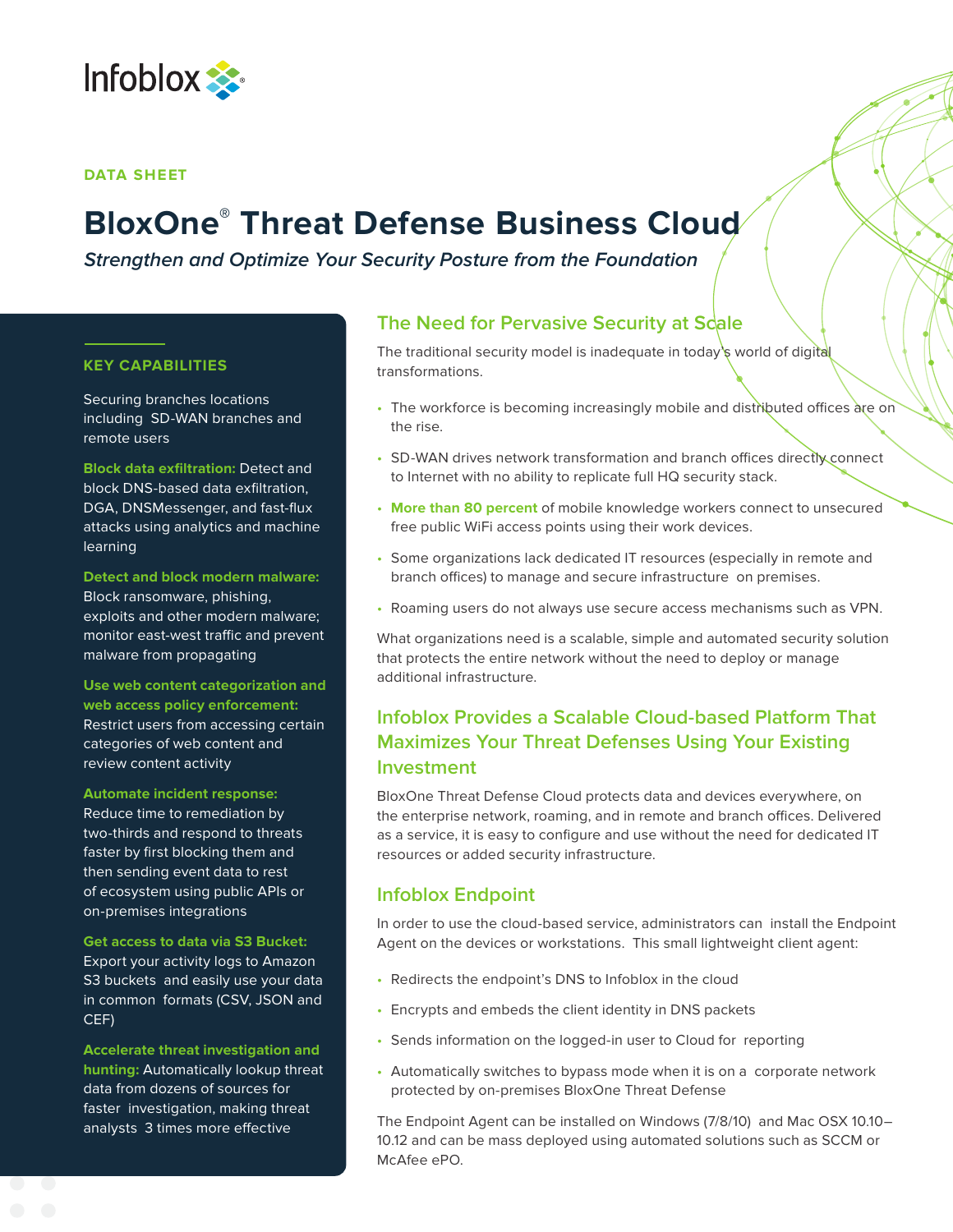DATA SHEET

# BloxOne® Threat Defense Business Cloud

*Strengthen and Optimize Your Security Posture from the Foundation*

## KEY CAPABILITIES

Securing branches locations including SD-WAN branches and remote users

**Block data exfiltration:** Detect and block DNS-based data exfiltration, DGA, DNSMessenger, and fast-flux attacks using analytics and machine learning

**Detect and block modern malware:** Block ransomware, phishing, exploits and other modern malware; monitor east-west traffic and prevent malware from propagating

**Use web content categorization and web access policy enforcement:** Restrict users from accessing certain categories of web content and review content activity

**Automate incident response:** Reduce time to remediation by two-thirds and respond to threats faster by first blocking them and then sending event data to rest of ecosystem using public APIs or on-premises integrations

**Get access to data via S3 Bucket:** Export your activity logs to Amazon S3 buckets and easily use your data in common formats (CSV, JSON and CEF)

**Accelerate threat investigation and hunting:** Automatically lookup threat data from dozens of sources for faster investigation, making threat analysts 3 times more effective

## The Need for Pervasive Security at Scale

The traditional security model is inadequate in today's world of digital transformations.

- The workforce is becoming increasingly mobile and distributed offices are on the rise.
- SD-WAN drives network transformation and branch offices directly connect to Internet with no ability to replicate full HQ security stack.
- **More than 80 percent** of mobile knowledge workers connect to unsecured free public WiFi access points using their work devices.
- Some organizations lack dedicated IT resources (especially in remote and branch offices) to manage and secure infrastructure on premises.
- Roaming users do not always use secure access mechanisms such as VPN.

What organizations need is a scalable, simple and automated security solution that protects the entire network without the need to deploy or manage additional infrastructure.

## Infoblox Provides a Scalable Cloud-based Platform That Maximizes Your Threat Defenses Using Your Existing Investment

BloxOne Threat Defense Cloud protects data and devices everywhere, on the enterprise network, roaming, and in remote and branch offices. Delivered as a service, it is easy to configure and use without the need for dedicated IT resources or added security infrastructure.

## Infoblox Endpoint

In order to use the cloud-based service, administrators can install the Endpoint Agent on the devices or workstations. This small lightweight client agent:

- Redirects the endpoint's DNS to Infoblox in the cloud
- Encrypts and embeds the client identity in DNS packets
- Sends information on the logged-in user to Cloud for reporting
- Automatically switches to bypass mode when it is on a corporate network protected by on-premises BloxOne Threat Defense

The Endpoint Agent can be installed on Windows (7/8/10) and Mac OSX 10.10–10.12 and can be mass deployed using automated solutions such as SCCM or McAfee ePO.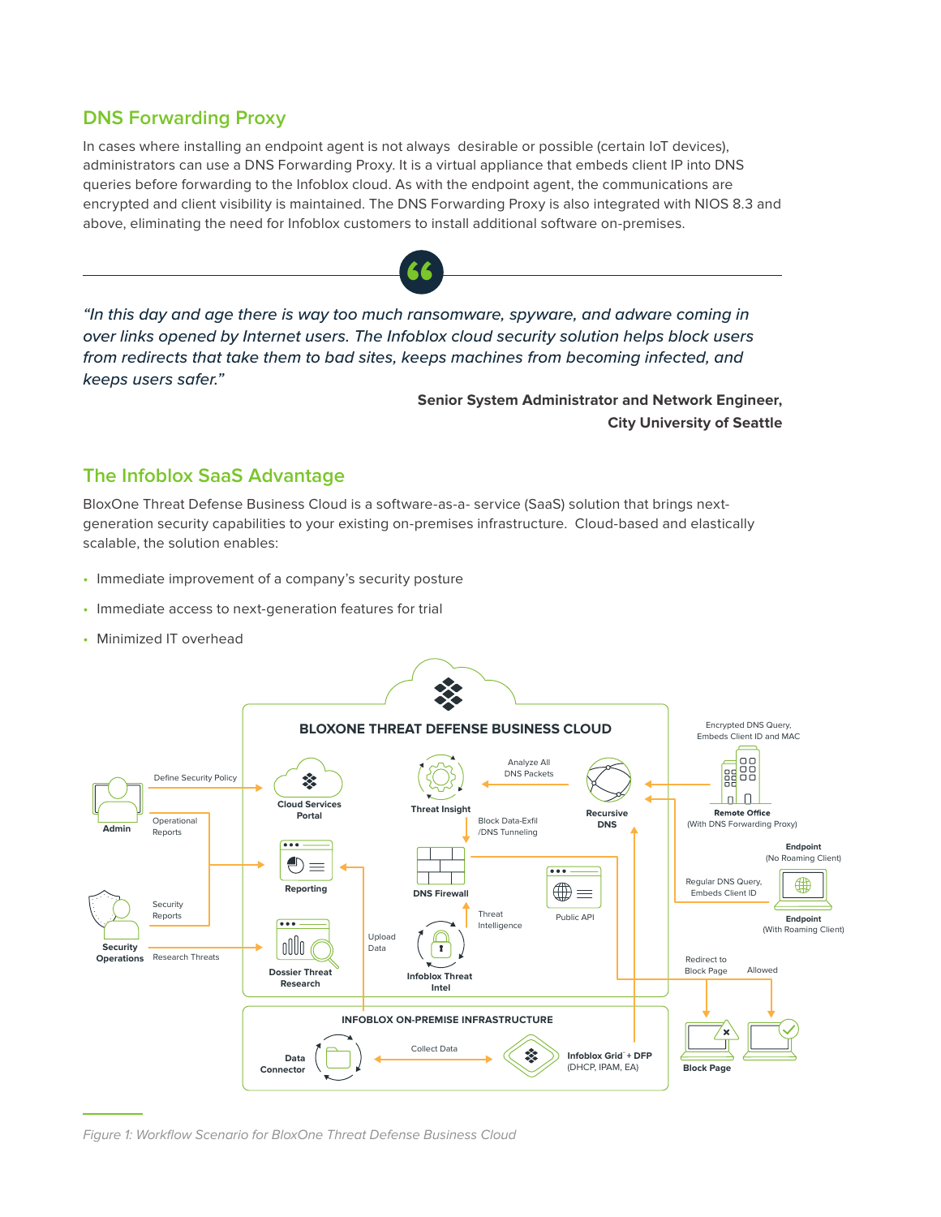## DNS Forwarding Proxy

In cases where installing an endpoint agent is not always desirable or possible (certain IoT devices), administrators can use a DNS Forwarding Proxy. It is a virtual appliance that embeds client IP into DNS queries before forwarding to the Infoblox cloud. As with the endpoint agent, the communications are encrypted and client visibility is maintained. The DNS Forwarding Proxy is also integrated with NIOS 8.3 and above, eliminating the need for Infoblox customers to install additional software on-premises.

> *"In this day and age there is way too much ransomware, spyware, and adware coming in over links opened by Internet users. The Infoblox cloud security solution helps block users from redirects that take them to bad sites, keeps machines from becoming infected, and keeps users safer."*
>
> **Senior System Administrator and Network Engineer,**
> **City University of Seattle**

## The Infoblox SaaS Advantage

BloxOne Threat Defense Business Cloud is a software-as-a- service (SaaS) solution that brings next-generation security capabilities to your existing on-premises infrastructure. Cloud-based and elastically scalable, the solution enables:

- Immediate improvement of a company's security posture
- Immediate access to next-generation features for trial
- Minimized IT overhead

*Figure 1: Workflow Scenario for BloxOne Threat Defense Business Cloud*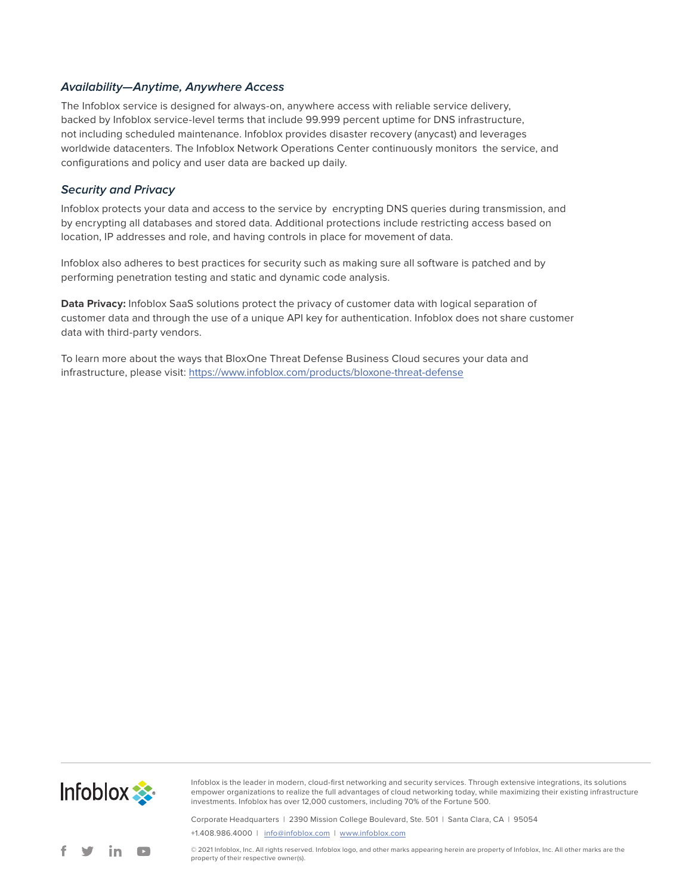### *Availability—Anytime, Anywhere Access*

The Infoblox service is designed for always-on, anywhere access with reliable service delivery, backed by Infoblox service-level terms that include 99.999 percent uptime for DNS infrastructure, not including scheduled maintenance. Infoblox provides disaster recovery (anycast) and leverages worldwide datacenters. The Infoblox Network Operations Center continuously monitors the service, and configurations and policy and user data are backed up daily.

### *Security and Privacy*

Infoblox protects your data and access to the service by encrypting DNS queries during transmission, and by encrypting all databases and stored data. Additional protections include restricting access based on location, IP addresses and role, and having controls in place for movement of data.

Infoblox also adheres to best practices for security such as making sure all software is patched and by performing penetration testing and static and dynamic code analysis.

**Data Privacy:** Infoblox SaaS solutions protect the privacy of customer data with logical separation of customer data and through the use of a unique API key for authentication. Infoblox does not share customer data with third-party vendors.

To learn more about the ways that BloxOne Threat Defense Business Cloud secures your data and infrastructure, please visit: [https://www.infoblox.com/products/bloxone-threat-defense](https://www.infoblox.com/products/bloxone-threat-defense)

---

Infoblox

Infoblox is the leader in modern, cloud-first networking and security services. Through extensive integrations, its solutions empower organizations to realize the full advantages of cloud networking today, while maximizing their existing infrastructure investments. Infoblox has over 12,000 customers, including 70% of the Fortune 500.

Corporate Headquarters | 2390 Mission College Boulevard, Ste. 501 | Santa Clara, CA | 95054

+1.408.986.4000 | [info@infoblox.com](mailto:info@infoblox.com) | [www.infoblox.com](https://www.infoblox.com)

© 2021 Infoblox, Inc. All rights reserved. Infoblox logo, and other marks appearing herein are property of Infoblox, Inc. All other marks are the property of their respective owner(s).